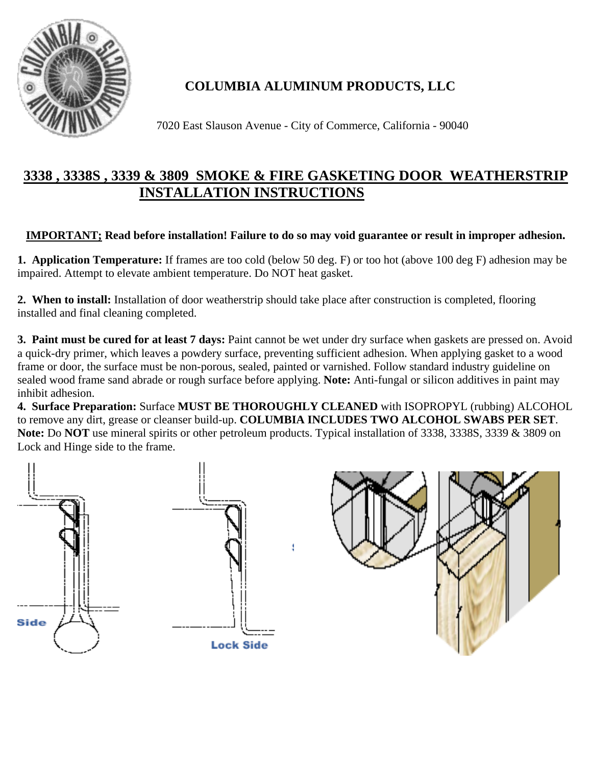# COLUMBIA ALUMINUM PRODUCTS, LLC

7020 East Slauson Avenue - City of Commerce, California - 90040

## 3338 , 3338S , 3339 & 3809 SMOKE & FIRE GASKETING DOOR WEATHERSTRIP INSTALLATION INSTRUCTIONS

**IMPORTANT; Read before installation! Failure to do so may void guarantee or result in improper adhesion.**

**1. Application Temperature:** If frames are too cold (below 50 deg. F) or too hot (above 100 deg F) adhesion may be impaired. Attempt to elevate ambient temperature. Do NOT heat gasket.

**2. When to install:** Installation of door weatherstrip should take place after construction is completed, flooring installed and final cleaning completed.

**3. Paint must be cured for at least 7 days:** Paint cannot be wet under dry surface when gaskets are pressed on. Avoid a quick-dry primer, which leaves a powdery surface, preventing sufficient adhesion. When applying gasket to a wood frame or door, the surface must be non-porous, sealed, painted or varnished. Follow standard industry guideline on sealed wood frame sand abrade or rough surface before applying. **Note:** Anti-fungal or silicon additives in paint may inhibit adhesion.

**4. Surface Preparation:** Surface **MUST BE THOROUGHLY CLEANED** with ISOPROPYL (rubbing) ALCOHOL to remove any dirt, grease or cleanser build-up. **COLUMBIA INCLUDES TWO ALCOHOL SWABS PER SET**. **Note:** Do **NOT** use mineral spirits or other petroleum products. Typical installation of 3338, 3338S, 3339 & 3809 on Lock and Hinge side to the frame.

Side

Lock Side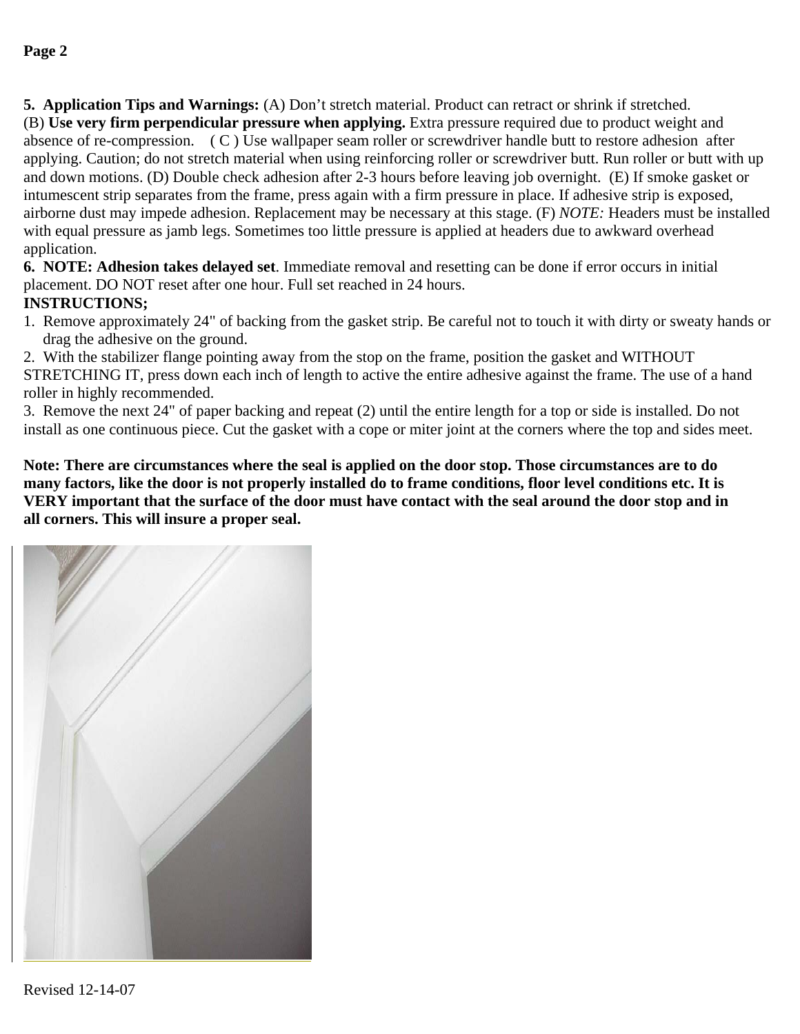**5. Application Tips and Warnings:** (A) Don't stretch material. Product can retract or shrink if stretched. (B) **Use very firm perpendicular pressure when applying.** Extra pressure required due to product weight and absence of re-compression. ( C ) Use wallpaper seam roller or screwdriver handle butt to restore adhesion after applying. Caution; do not stretch material when using reinforcing roller or screwdriver butt. Run roller or butt with up and down motions. (D) Double check adhesion after 2-3 hours before leaving job overnight. (E) If smoke gasket or intumescent strip separates from the frame, press again with a firm pressure in place. If adhesive strip is exposed, airborne dust may impede adhesion. Replacement may be necessary at this stage. (F) *NOTE:* Headers must be installed with equal pressure as jamb legs. Sometimes too little pressure is applied at headers due to awkward overhead application.

**6. NOTE: Adhesion takes delayed set**. Immediate removal and resetting can be done if error occurs in initial placement. DO NOT reset after one hour. Full set reached in 24 hours.

**INSTRUCTIONS;**

1. Remove approximately 24" of backing from the gasket strip. Be careful not to touch it with dirty or sweaty hands or drag the adhesive on the ground.
2. With the stabilizer flange pointing away from the stop on the frame, position the gasket and WITHOUT STRETCHING IT, press down each inch of length to active the entire adhesive against the frame. The use of a hand roller in highly recommended.
3. Remove the next 24" of paper backing and repeat (2) until the entire length for a top or side is installed. Do not install as one continuous piece. Cut the gasket with a cope or miter joint at the corners where the top and sides meet.

**Note: There are circumstances where the seal is applied on the door stop. Those circumstances are to do many factors, like the door is not properly installed do to frame conditions, floor level conditions etc. It is VERY important that the surface of the door must have contact with the seal around the door stop and in all corners. This will insure a proper seal.**

Revised 12-14-07